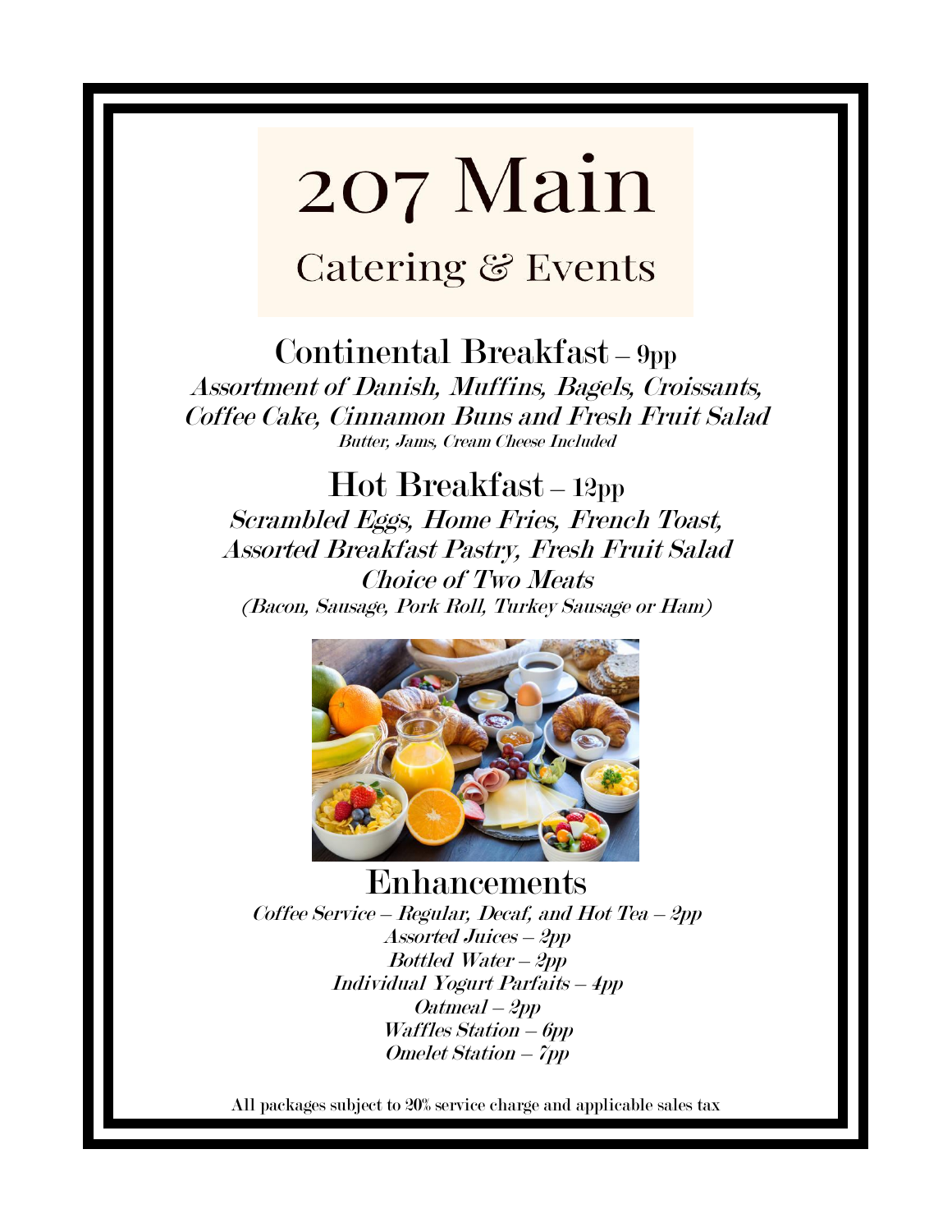# 207 Main

## Catering & Events

## Continental Breakfast – 9pp

*Assortment of Danish, Muffins, Bagels, Croissants, Coffee Cake, Cinnamon Buns and Fresh Fruit Salad*

*Butter, Jams, Cream Cheese Included*

## Hot Breakfast – 12pp

*Scrambled Eggs, Home Fries, French Toast, Assorted Breakfast Pastry, Fresh Fruit Salad*

*Choice of Two Meats*

*(Bacon, Sausage, Pork Roll, Turkey Sausage or Ham)*

## Enhancements

*Coffee Service – Regular, Decaf, and Hot Tea – 2pp*

*Assorted Juices – 2pp*

*Bottled Water – 2pp*

*Individual Yogurt Parfaits – 4pp*

*Oatmeal – 2pp*

*Waffles Station – 6pp*

*Omelet Station – 7pp*

All packages subject to 20% service charge and applicable sales tax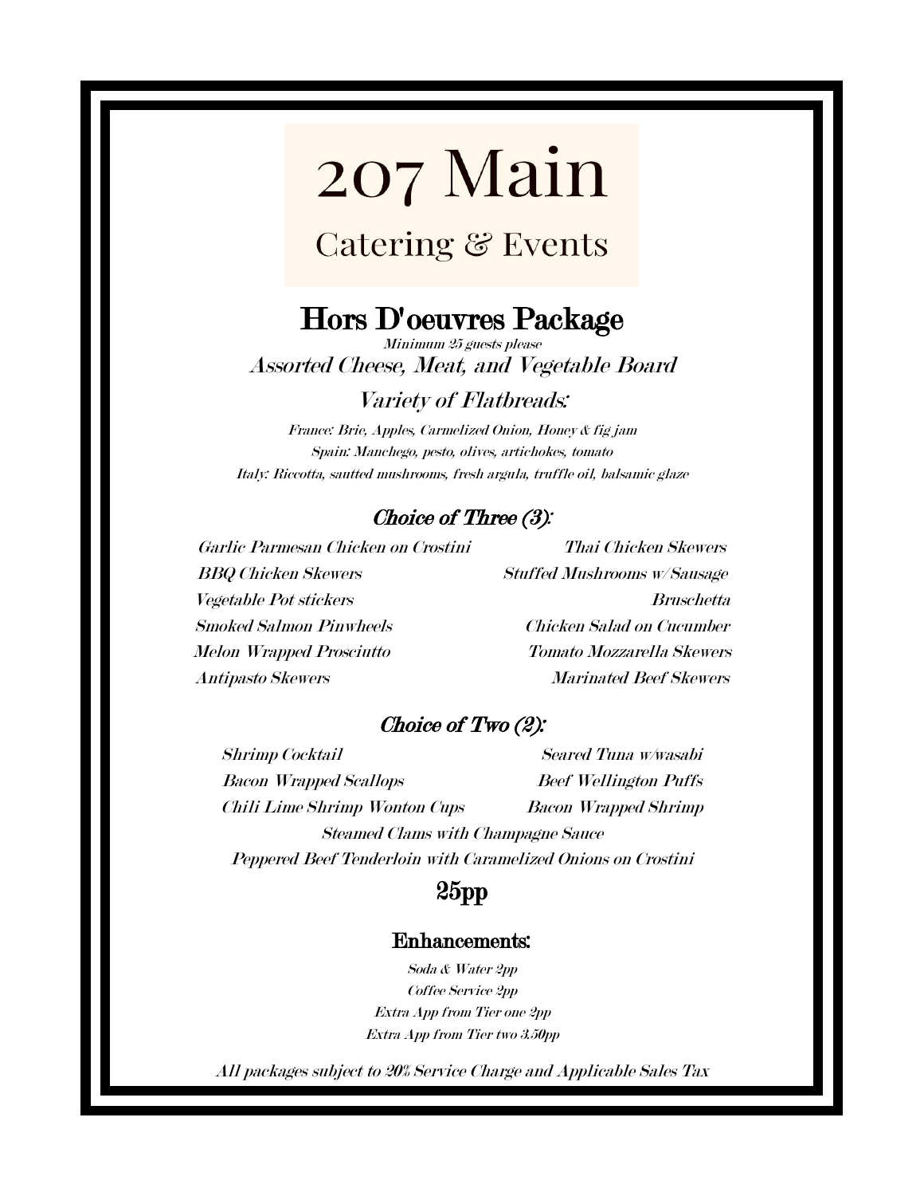# 207 Main

## Catering & Events

## Hors D'oeuvres Package

*Minimum 25 guests please*

### *Assorted Cheese, Meat, and Vegetable Board*

### *Variety of Flatbreads:*

*France: Brie, Apples, Carmelized Onion, Honey & fig jam*
*Spain: Manchego, pesto, olives, artichokes, tomato*
*Italy: Riccotta, sautted mushrooms, fresh argula, truffle oil, balsamic glaze*

### *Choice of Three (3):*

- *Garlic Parmesan Chicken on Crostini*
- *Thai Chicken Skewers*
- *BBQ Chicken Skewers*
- *Stuffed Mushrooms w/Sausage*
- *Vegetable Pot stickers*
- *Bruschetta*
- *Smoked Salmon Pinwheels*
- *Chicken Salad on Cucumber*
- *Melon Wrapped Prosciutto*
- *Tomato Mozzarella Skewers*
- *Antipasto Skewers*
- *Marinated Beef Skewers*

### *Choice of Two (2):*

- *Shrimp Cocktail*
- *Seared Tuna w/wasabi*
- *Bacon Wrapped Scallops*
- *Beef Wellington Puffs*
- *Chili Lime Shrimp Wonton Cups*
- *Bacon Wrapped Shrimp*
- *Steamed Clams with Champagne Sauce*
- *Peppered Beef Tenderloin with Caramelized Onions on Crostini*

## 25pp

### Enhancements:

*Soda & Water 2pp*
*Coffee Service 2pp*
*Extra App from Tier one 2pp*
*Extra App from Tier two 3.50pp*

*All packages subject to 20% Service Charge and Applicable Sales Tax*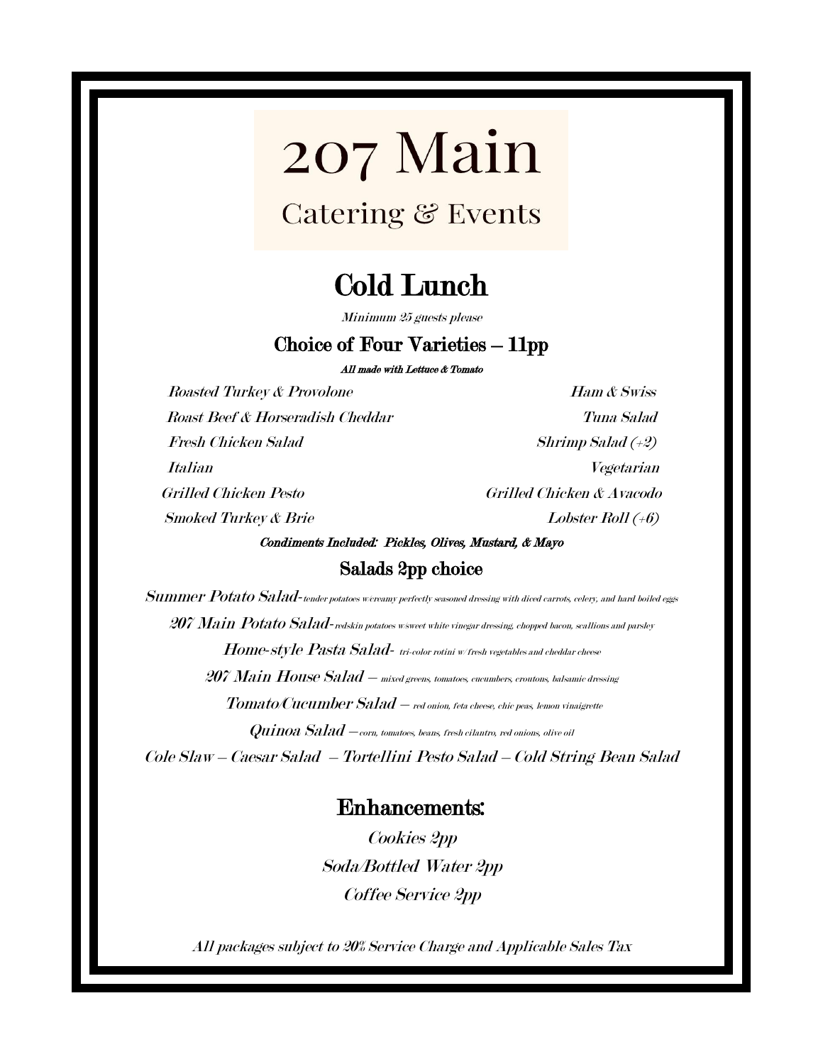# 207 Main

## Catering & Events

## Cold Lunch

*Minimum 25 guests please*

### Choice of Four Varieties – 11pp

***All made with Lettuce & Tomato***

*Roasted Turkey & Provolone*

*Roast Beef & Horseradish Cheddar*

*Fresh Chicken Salad*

*Italian*

*Grilled Chicken Pesto*

*Smoked Turkey & Brie*

*Ham & Swiss*

*Tuna Salad*

*Shrimp Salad (+2)*

*Vegetarian*

*Grilled Chicken & Avacodo*

*Lobster Roll (+6)*

***Condiments Included: Pickles, Olives, Mustard, & Mayo***

### Salads 2pp choice

*Summer Potato Salad- tender potatoes w/creamy perfectly seasoned dressing with diced carrots, celery, and hard boiled eggs*

*207 Main Potato Salad- redskin potatoes w/sweet white vinegar dressing, chopped bacon, scallions and parsley*

*Home-style Pasta Salad- tri-color rotini w/ fresh vegetables and cheddar cheese*

*207 Main House Salad – mixed greens, tomatoes, cucumbers, croutons, balsamic dressing*

*Tomato/Cucumber Salad – red onion, feta cheese, chic peas, lemon vinaigrette*

*Quinoa Salad – corn, tomatoes, beans, fresh cilantro, red onions, olive oil*

*Cole Slaw – Caesar Salad – Tortellini Pesto Salad – Cold String Bean Salad*

## Enhancements:

*Cookies 2pp*

*Soda/Bottled Water 2pp*

*Coffee Service 2pp*

*All packages subject to 20% Service Charge and Applicable Sales Tax*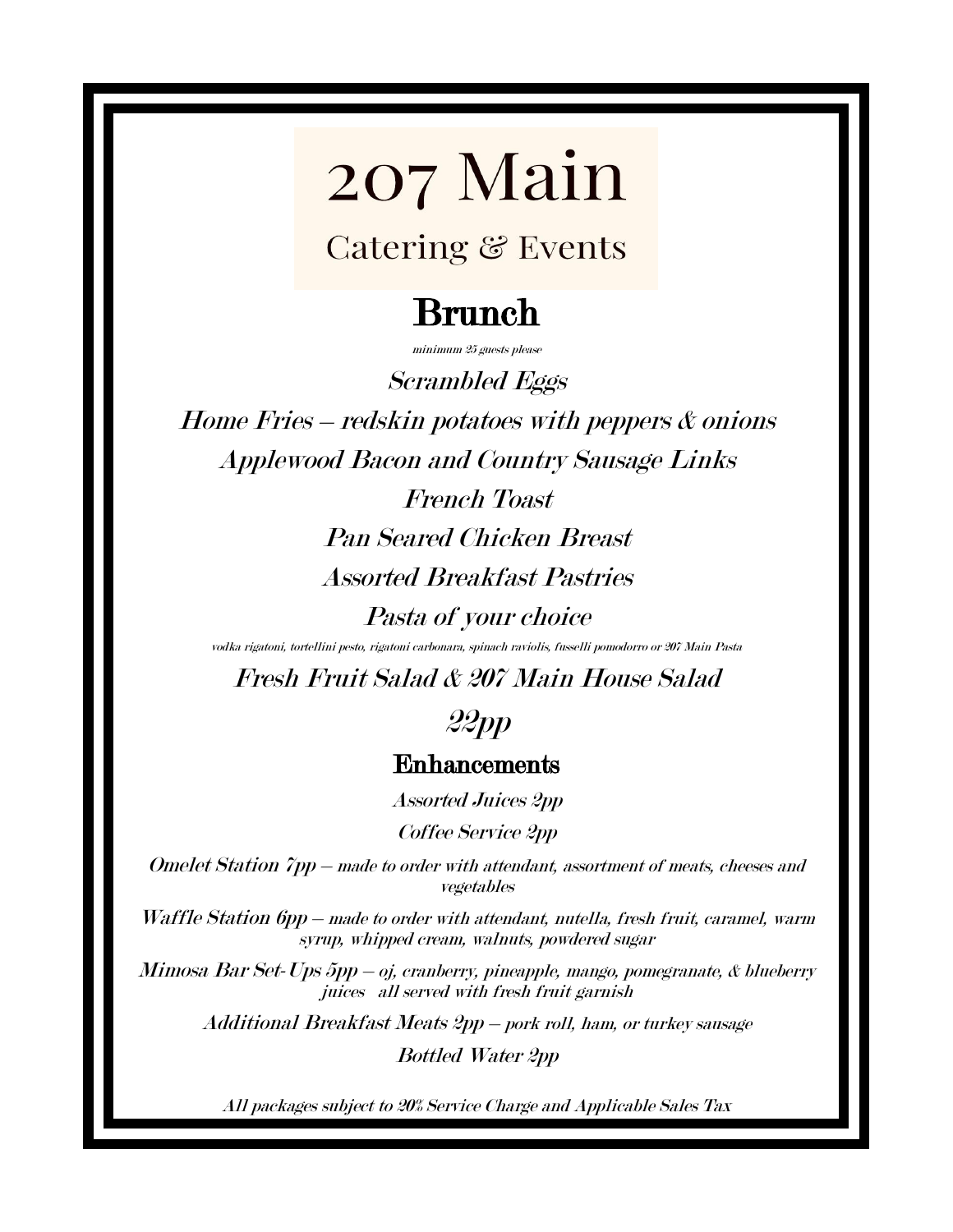# 207 Main

Catering & Events

## Brunch

*minimum 25 guests please*

*Scrambled Eggs*

*Home Fries – redskin potatoes with peppers & onions*

*Applewood Bacon and Country Sausage Links*

*French Toast*

*Pan Seared Chicken Breast*

*Assorted Breakfast Pastries*

*Pasta of your choice*

*vodka rigatoni, tortellini pesto, rigatoni carbonara, spinach raviolis, fusselli pomodorro or 207 Main Pasta*

*Fresh Fruit Salad & 207 Main House Salad*

*22pp*

### Enhancements

*Assorted Juices 2pp*

*Coffee Service 2pp*

*Omelet Station 7pp – made to order with attendant, assortment of meats, cheeses and vegetables*

*Waffle Station 6pp – made to order with attendant, nutella, fresh fruit, caramel, warm syrup, whipped cream, walnuts, powdered sugar*

*Mimosa Bar Set-Ups 5pp – oj, cranberry, pineapple, mango, pomegranate, & blueberry juices all served with fresh fruit garnish*

*Additional Breakfast Meats 2pp – pork roll, ham, or turkey sausage*

*Bottled Water 2pp*

*All packages subject to 20% Service Charge and Applicable Sales Tax*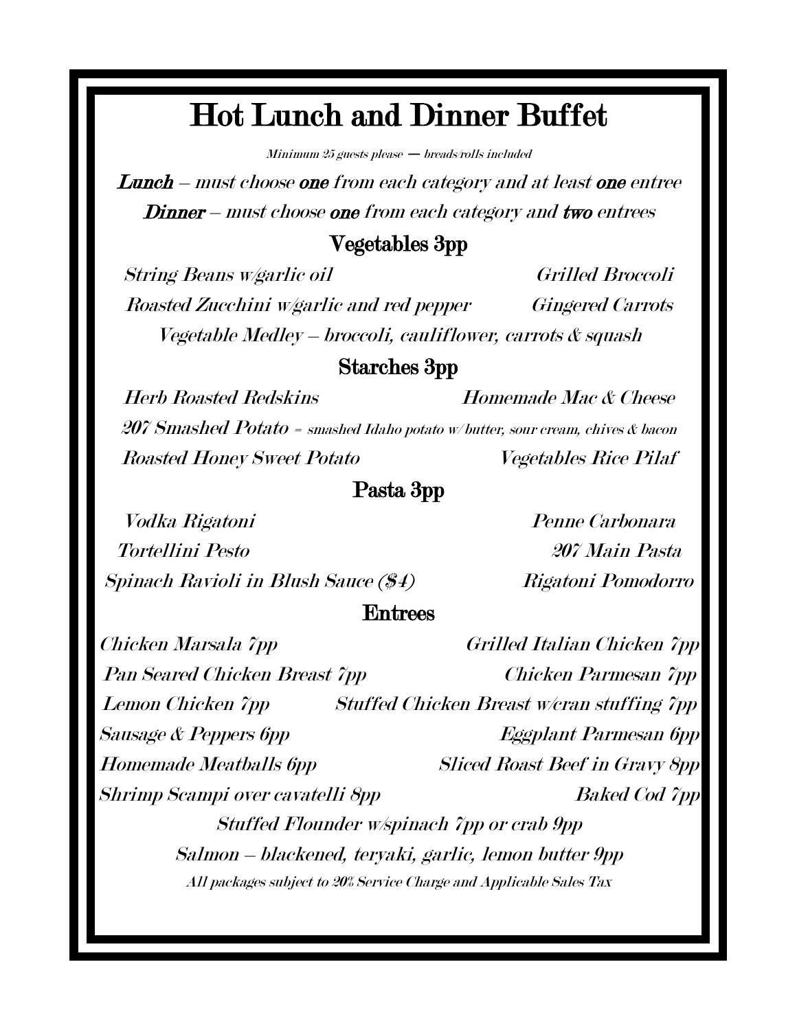# Hot Lunch and Dinner Buffet

*Minimum 25 guests please — breads/rolls included*

***Lunch*** *– must choose **one** from each category and at least **one** entree*

***Dinner*** *– must choose **one** from each category and **two** entrees*

## Vegetables 3pp

*String Beans w/garlic oil*

*Grilled Broccoli*

*Roasted Zucchini w/garlic and red pepper*

*Gingered Carrots*

*Vegetable Medley – broccoli, cauliflower, carrots & squash*

## Starches 3pp

*Herb Roasted Redskins*

*Homemade Mac & Cheese*

***207 Smashed Potato*** *= smashed Idaho potato w/ butter, sour cream, chives & bacon*

*Roasted Honey Sweet Potato*

*Vegetables Rice Pilaf*

## Pasta 3pp

*Vodka Rigatoni*

*Penne Carbonara*

*Tortellini Pesto*

*207 Main Pasta*

*Spinach Ravioli in Blush Sauce ($4)*

*Rigatoni Pomodorro*

## Entrees

*Chicken Marsala 7pp*

*Grilled Italian Chicken 7pp*

*Pan Seared Chicken Breast 7pp*

*Chicken Parmesan 7pp*

*Lemon Chicken 7pp*

*Stuffed Chicken Breast w/cran stuffing 7pp*

*Sausage & Peppers 6pp*

*Eggplant Parmesan 6pp*

*Homemade Meatballs 6pp*

*Sliced Roast Beef in Gravy 8pp*

*Shrimp Scampi over cavatelli 8pp*

*Baked Cod 7pp*

*Stuffed Flounder w/spinach 7pp or crab 9pp*

*Salmon – blackened, teryaki, garlic, lemon butter 9pp*

*All packages subject to 20% Service Charge and Applicable Sales Tax*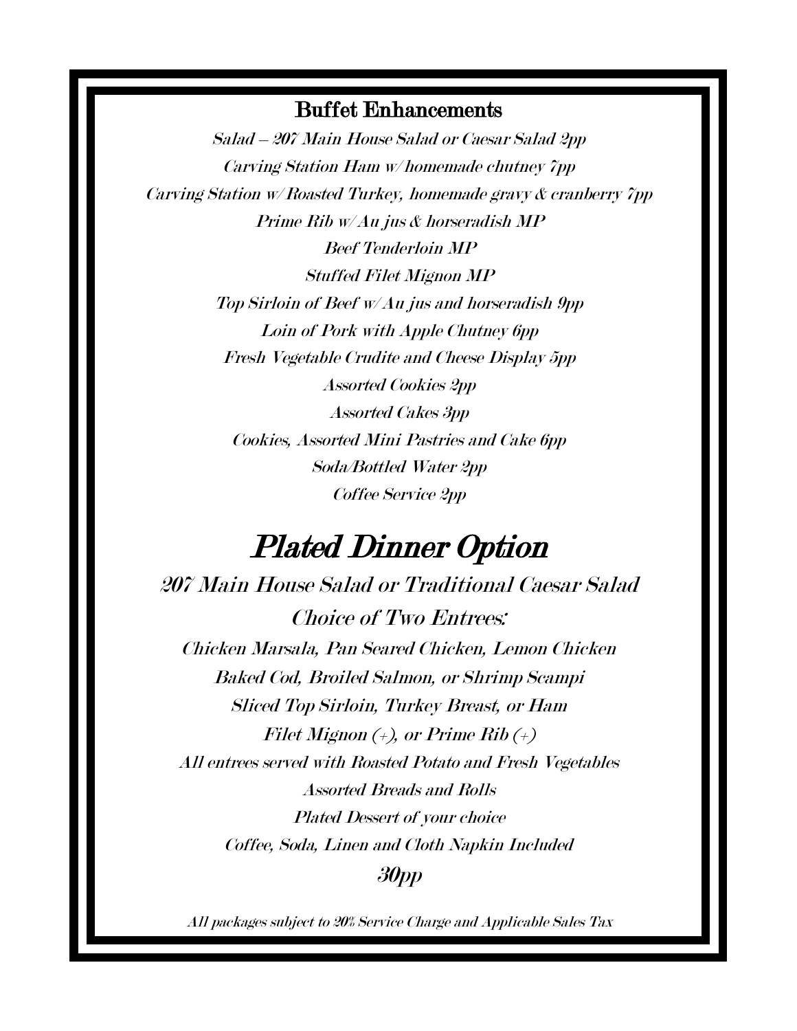## Buffet Enhancements

*Salad – 207 Main House Salad or Caesar Salad 2pp*

*Carving Station Ham w/ homemade chutney 7pp*

*Carving Station w/ Roasted Turkey, homemade gravy & cranberry 7pp*

*Prime Rib w/ Au jus & horseradish MP*

*Beef Tenderloin MP*

*Stuffed Filet Mignon MP*

*Top Sirloin of Beef w/ Au jus and horseradish 9pp*

*Loin of Pork with Apple Chutney 6pp*

*Fresh Vegetable Crudite and Cheese Display 5pp*

*Assorted Cookies 2pp*

*Assorted Cakes 3pp*

*Cookies, Assorted Mini Pastries and Cake 6pp*

*Soda/Bottled Water 2pp*

*Coffee Service 2pp*

# *Plated Dinner Option*

*207 Main House Salad or Traditional Caesar Salad*

*Choice of Two Entrees:*

*Chicken Marsala, Pan Seared Chicken, Lemon Chicken*

*Baked Cod, Broiled Salmon, or Shrimp Scampi*

*Sliced Top Sirloin, Turkey Breast, or Ham*

*Filet Mignon (+), or Prime Rib (+)*

*All entrees served with Roasted Potato and Fresh Vegetables*

*Assorted Breads and Rolls*

*Plated Dessert of your choice*

*Coffee, Soda, Linen and Cloth Napkin Included*

***30pp***

*All packages subject to 20% Service Charge and Applicable Sales Tax*